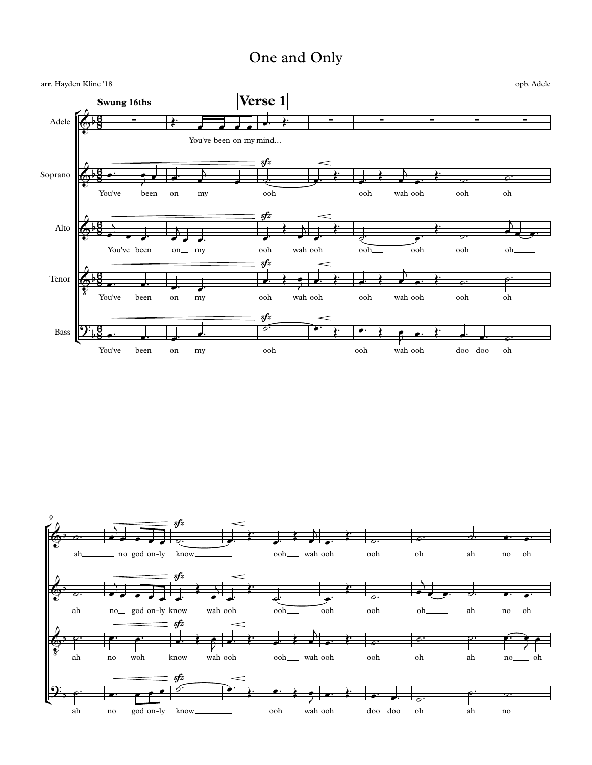# One and Only

arr. Hayden Kline '18

opb. Adele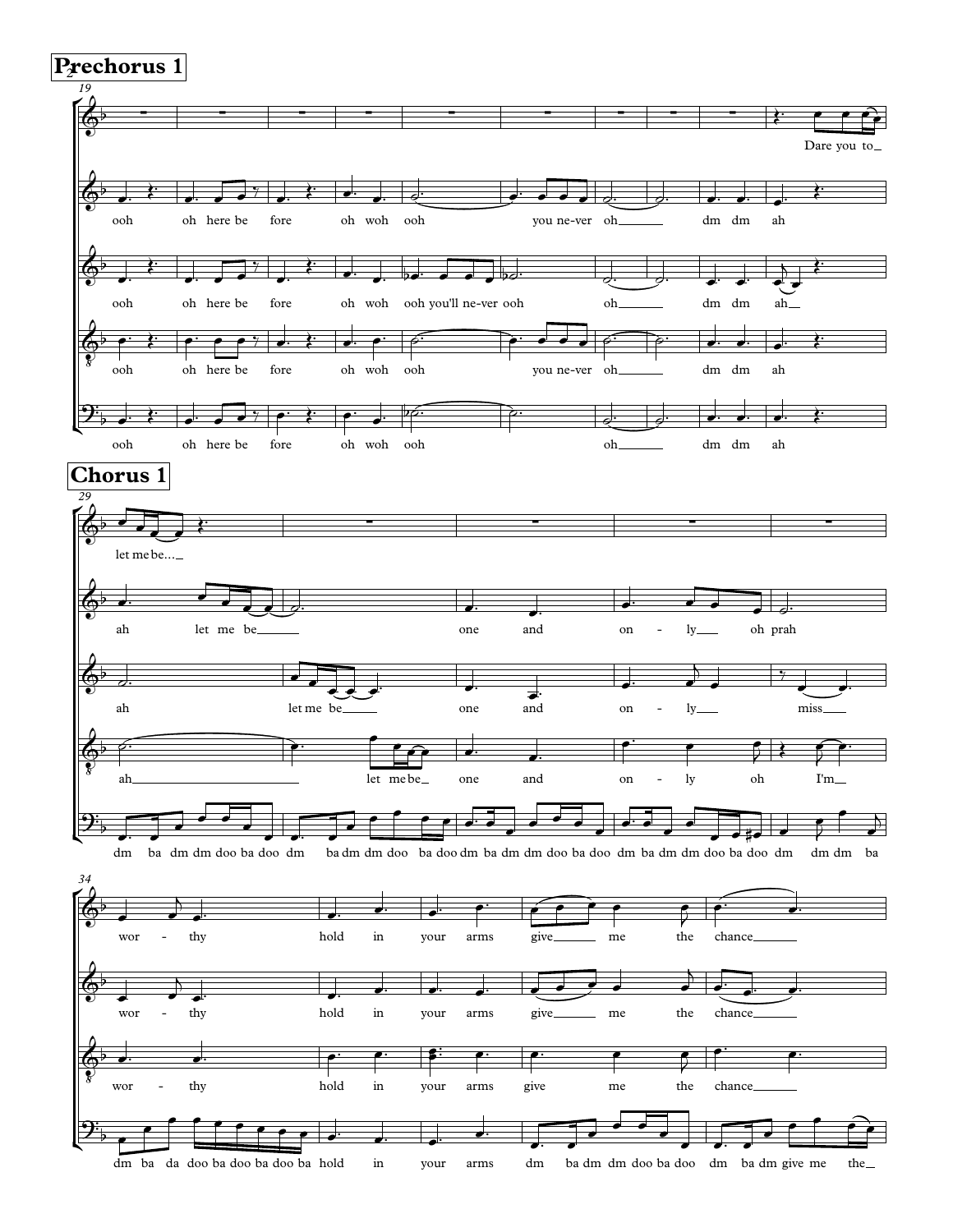## Prechorus 1

## Chorus 1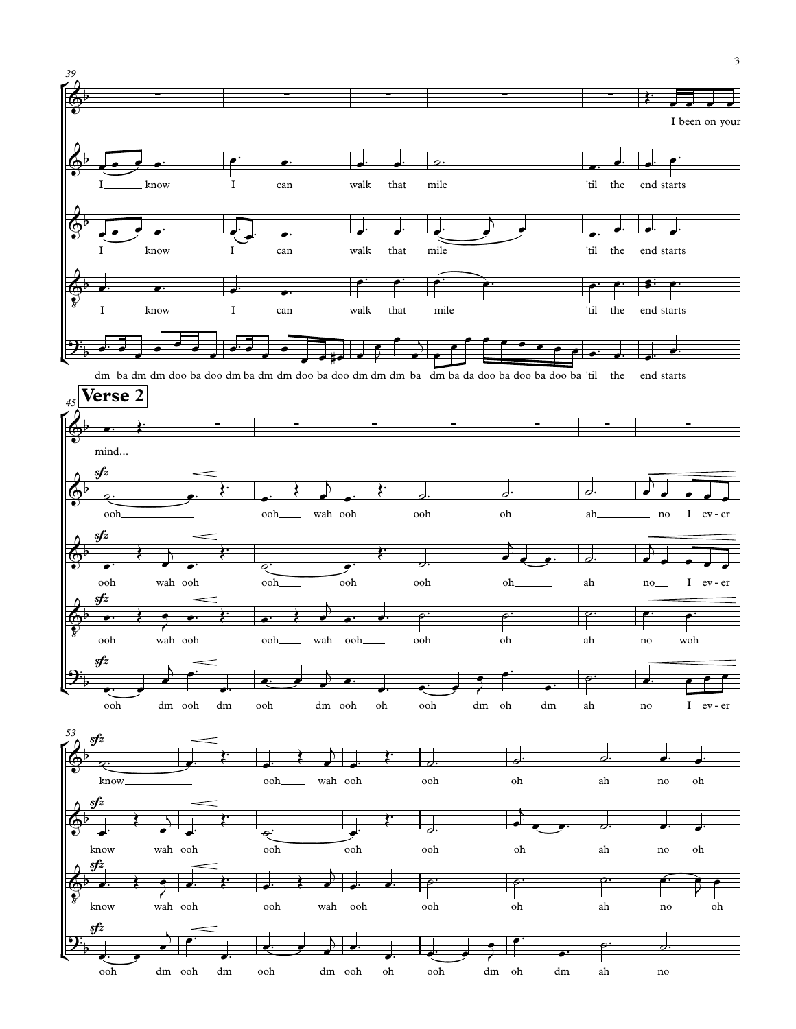## Verse 2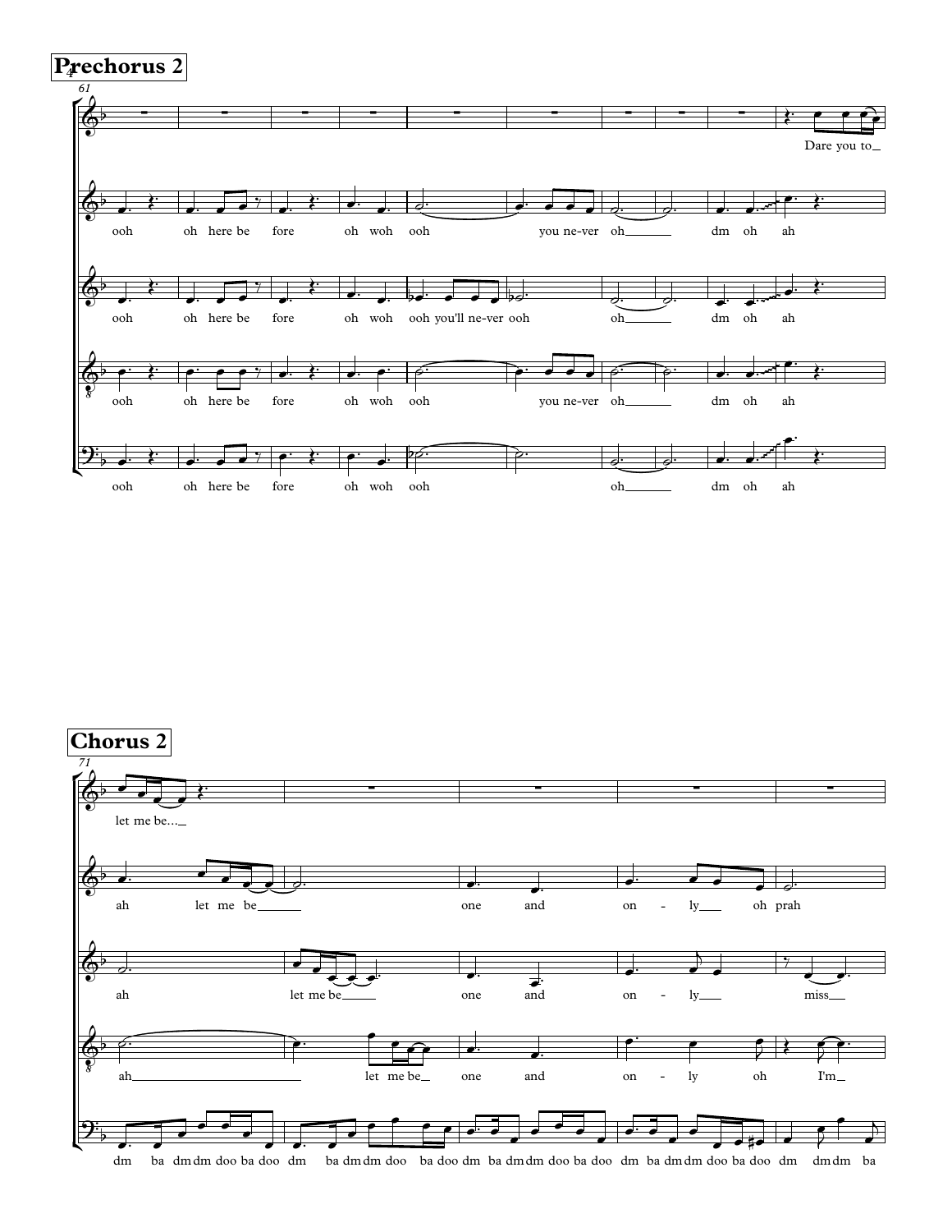**Prechorus 2**

61

Dare you to

ooh oh here be fore oh woh ooh you ne-ver oh dm oh ah

ooh oh here be fore oh woh ooh you'll ne-ver ooh oh dm oh ah

ooh oh here be fore oh woh ooh you ne-ver oh dm oh ah

ooh oh here be fore oh woh ooh oh dm oh ah

**Chorus 2**

71

let me be...

ah let me be one and on - ly oh prah

ah let me be one and on - ly miss

ah let me be one and on - ly oh I'm

dm ba dm dm doo ba doo dm ba dm dm doo ba doo dm ba dm dm doo ba doo dm ba dm dm doo ba doo dm dm dm ba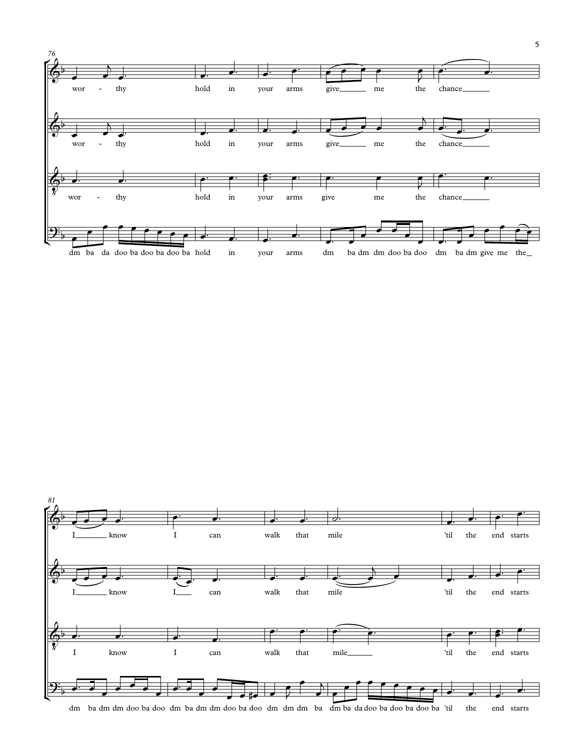76

wor - thy hold in your arms give me the chance

wor - thy hold in your arms give me the chance

wor - thy hold in your arms give me the chance

dm ba da doo ba doo ba doo ba hold in your arms dm ba dm dm doo ba doo dm ba dm give me the

81

I know I can walk that mile 'til the end starts

I know I can walk that mile 'til the end starts

I know I can walk that mile 'til the end starts

dm ba dm dm doo ba doo dm ba dm dm doo ba doo dm dm dm ba dm ba da doo ba doo ba doo ba 'til the end starts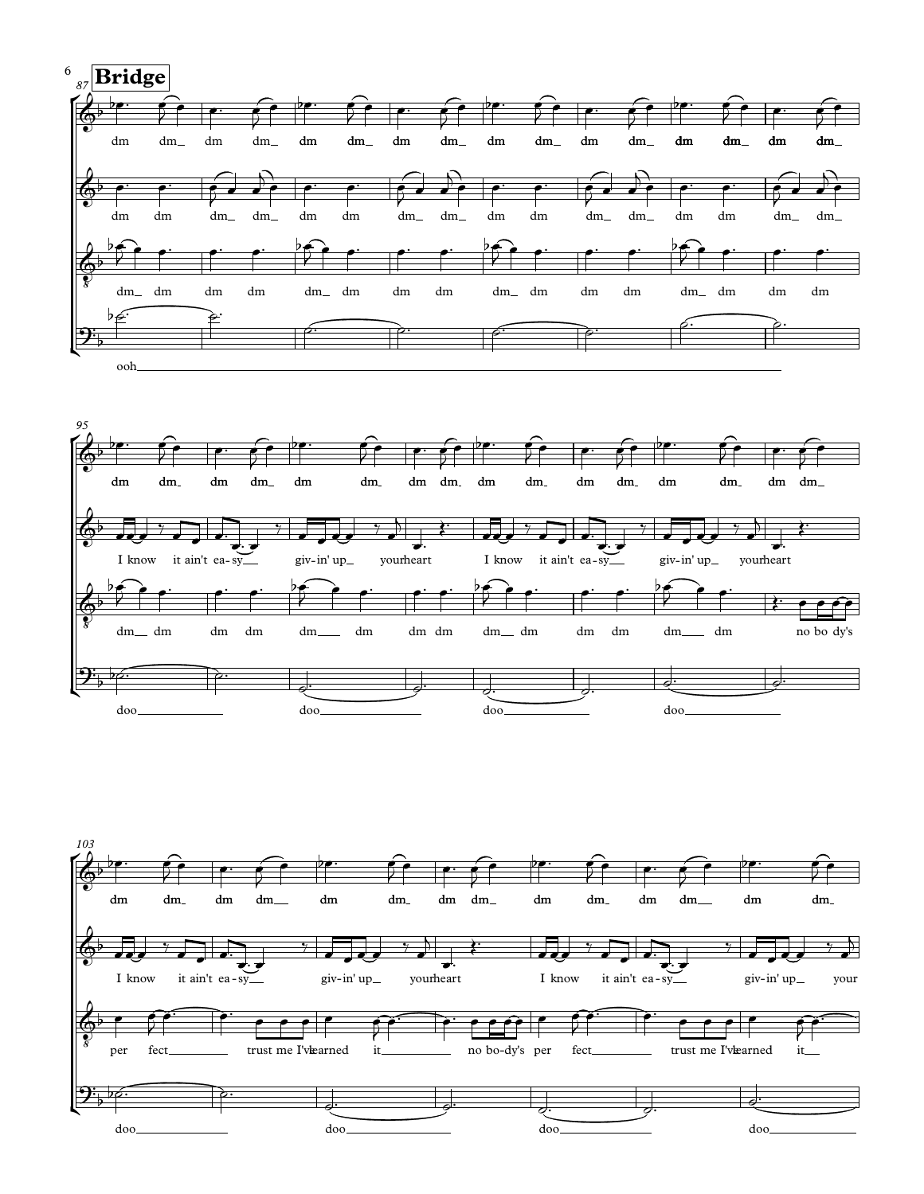## Bridge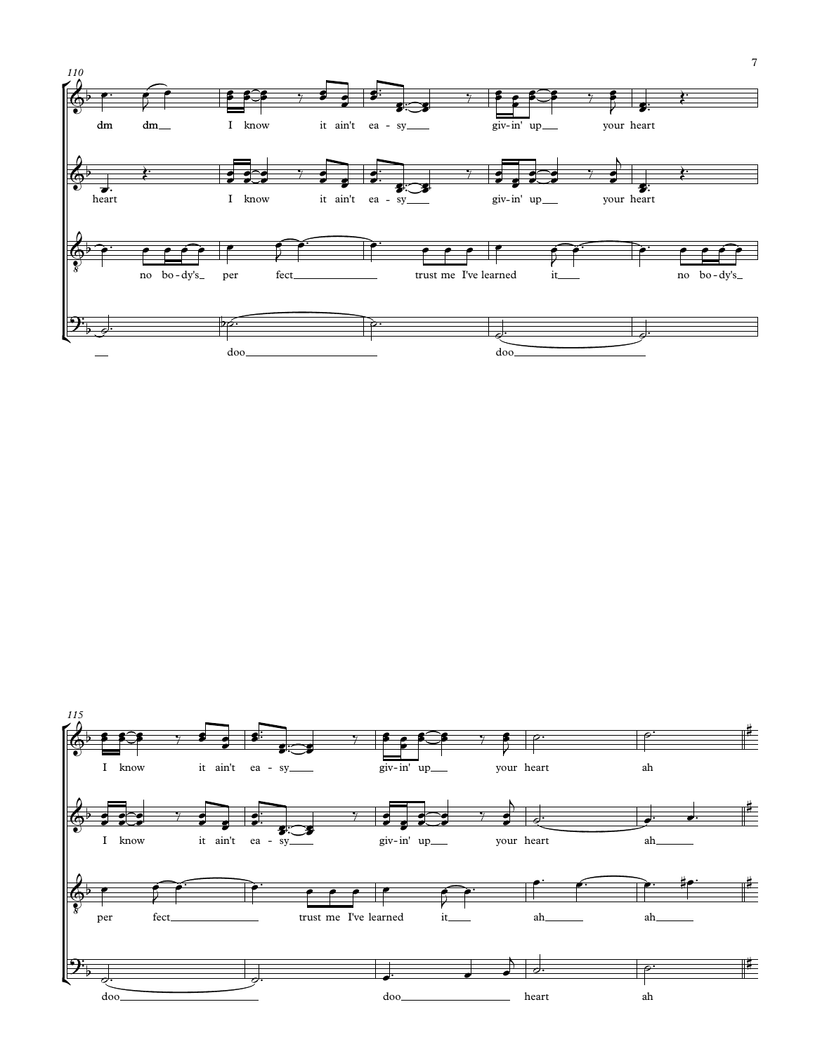110

dm dm__ I know it ain't ea - sy____ giv-in' up___ your heart

heart I know it ain't ea - sy____ giv-in' up___ your heart

no bo-dy's_ per fect______________ trust me I've learned it____ no bo-dy's_

__ doo______________________ doo______________________

115

I know it ain't ea - sy____ giv-in' up___ your heart ah

I know it ain't ea - sy____ giv-in' up___ your heart ah_______

per fect______________ trust me I've learned it____ ah_______ ah_______

doo______________________ doo__________________ heart ah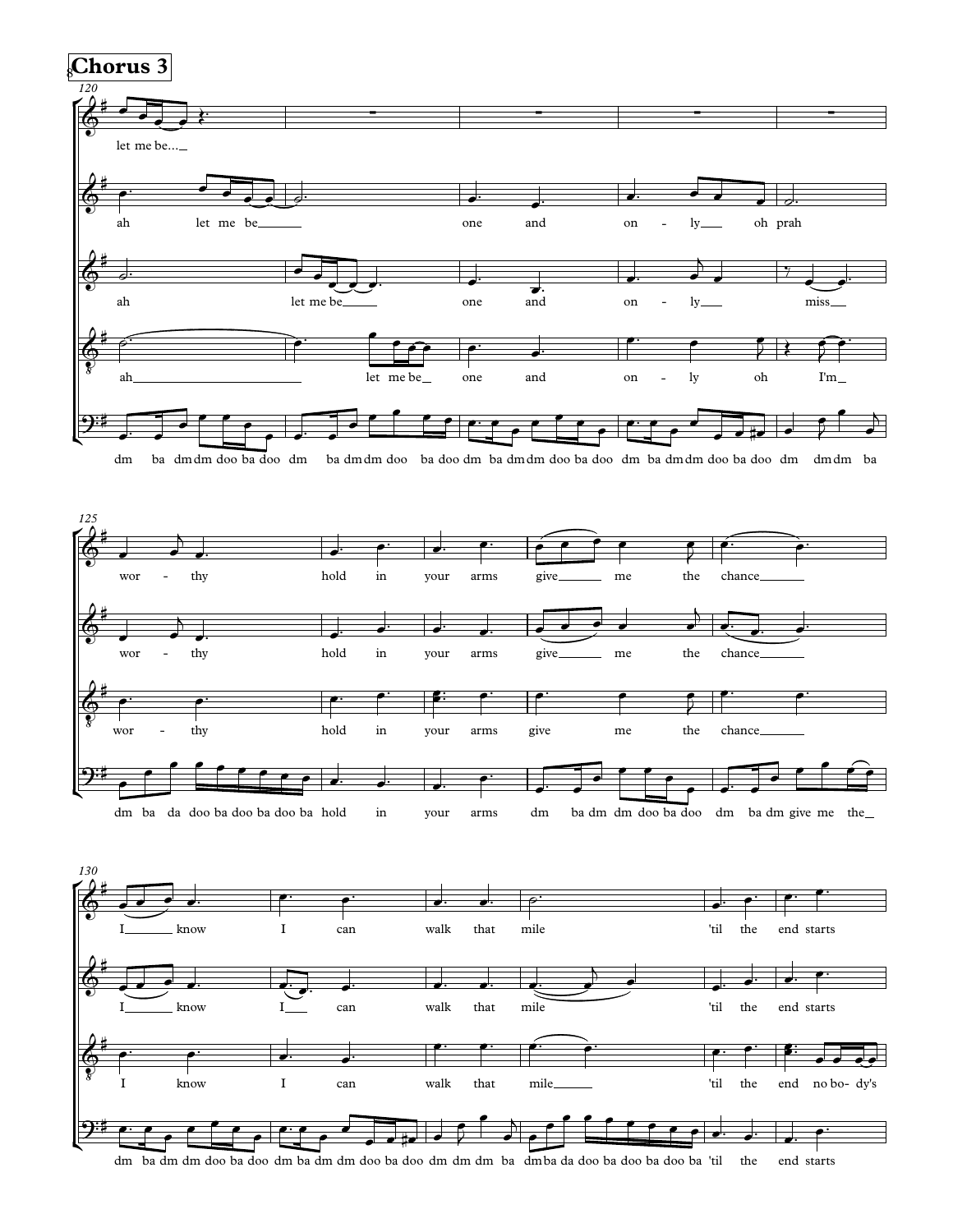# Chorus 3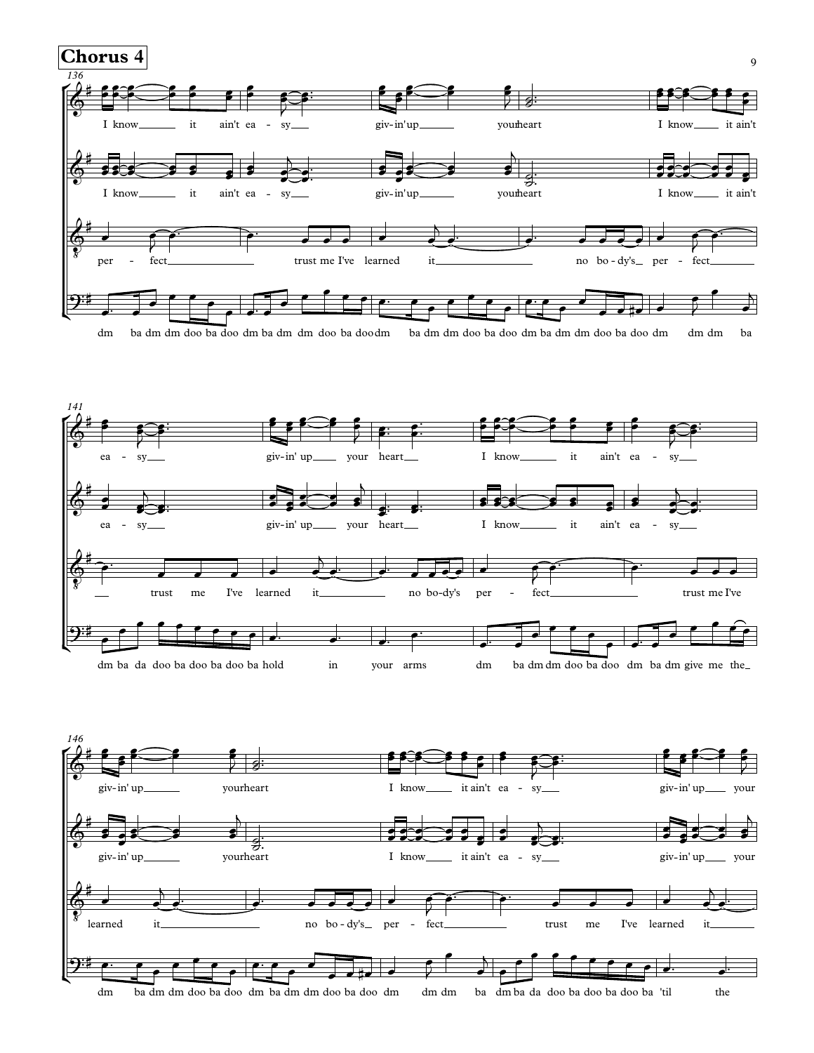## Chorus 4

136

I know it ain't ea - sy giv-in'up your heart I know it ain't

I know it ain't ea - sy giv-in'up your heart I know it ain't

per - fect trust me I've learned it no bo - dy's per - fect

dm ba dm dm doo ba doo dm ba dm dm doo ba doo dm ba dm dm doo ba doo dm ba dm dm doo ba doo dm dm dm ba

141

ea - sy giv-in' up your heart I know it ain't ea - sy

ea - sy giv-in' up your heart I know it ain't ea - sy

trust me I've learned it no bo-dy's per - fect trust me I've

dm ba da doo ba doo ba doo ba hold in your arms dm ba dm dm doo ba doo dm ba dm give me the

146

giv-in' up your heart I know it ain't ea - sy giv-in' up your

giv-in' up your heart I know it ain't ea - sy giv-in' up your

learned it no bo - dy's per - fect trust me I've learned it

dm ba dm dm doo ba doo dm ba dm dm doo ba doo dm dm dm ba dm ba da doo ba doo ba doo ba 'til the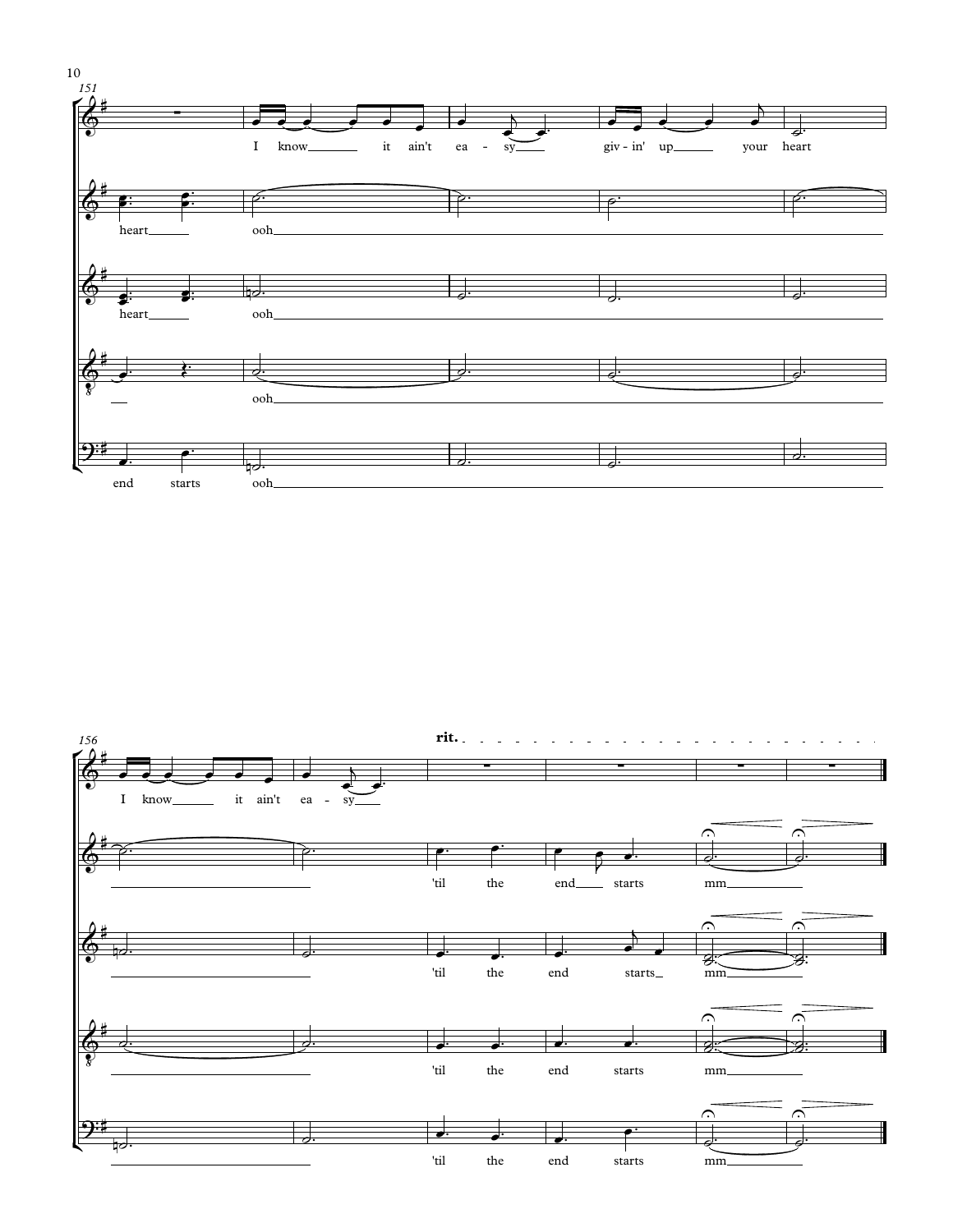151

I know it ain't ea - sy giv - in' up your heart

heart ooh

heart ooh

ooh

end starts ooh

156

**rit.**

I know it ain't ea - sy

'til the end starts mm

'til the end starts mm

'til the end starts mm

'til the end starts mm